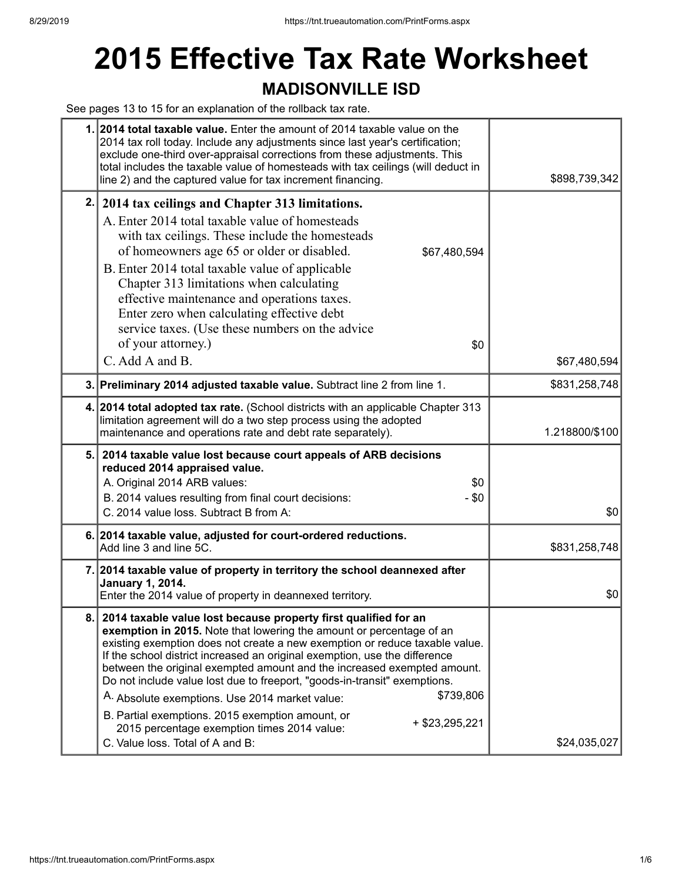# 2015 Effective Tax Rate Worksheet

## MADISONVILLE ISD

See pages 13 to 15 for an explanation of the rollback tax rate.

| | | |
|---|---|---|
| 1. | **2014 total taxable value.** Enter the amount of 2014 taxable value on the 2014 tax roll today. Include any adjustments since last year's certification; exclude one-third over-appraisal corrections from these adjustments. This total includes the taxable value of homesteads with tax ceilings (will deduct in line 2) and the captured value for tax increment financing. | $898,739,342 |
| 2. | **2014 tax ceilings and Chapter 313 limitations.**<br>A. Enter 2014 total taxable value of homesteads with tax ceilings. These include the homesteads of homeowners age 65 or older or disabled. $67,480,594<br>B. Enter 2014 total taxable value of applicable Chapter 313 limitations when calculating effective maintenance and operations taxes. Enter zero when calculating effective debt service taxes. (Use these numbers on the advice of your attorney.) $0<br>C. Add A and B. | $67,480,594 |
| 3. | **Preliminary 2014 adjusted taxable value.** Subtract line 2 from line 1. | $831,258,748 |
| 4. | **2014 total adopted tax rate.** (School districts with an applicable Chapter 313 limitation agreement will do a two step process using the adopted maintenance and operations rate and debt rate separately). | 1.218800/$100 |
| 5. | **2014 taxable value lost because court appeals of ARB decisions reduced 2014 appraised value.**<br>A. Original 2014 ARB values: $0<br>B. 2014 values resulting from final court decisions: - $0<br>C. 2014 value loss. Subtract B from A: | $0 |
| 6. | **2014 taxable value, adjusted for court-ordered reductions.** Add line 3 and line 5C. | $831,258,748 |
| 7. | **2014 taxable value of property in territory the school deannexed after January 1, 2014.** Enter the 2014 value of property in deannexed territory. | $0 |
| 8. | **2014 taxable value lost because property first qualified for an exemption in 2015.** Note that lowering the amount or percentage of an existing exemption does not create a new exemption or reduce taxable value. If the school district increased an original exemption, use the difference between the original exempted amount and the increased exempted amount. Do not include value lost due to freeport, "goods-in-transit" exemptions.<br>A. Absolute exemptions. Use 2014 market value: $739,806<br>B. Partial exemptions. 2015 exemption amount, or 2015 percentage exemption times 2014 value: + $23,295,221<br>C. Value loss. Total of A and B: | $24,035,027 |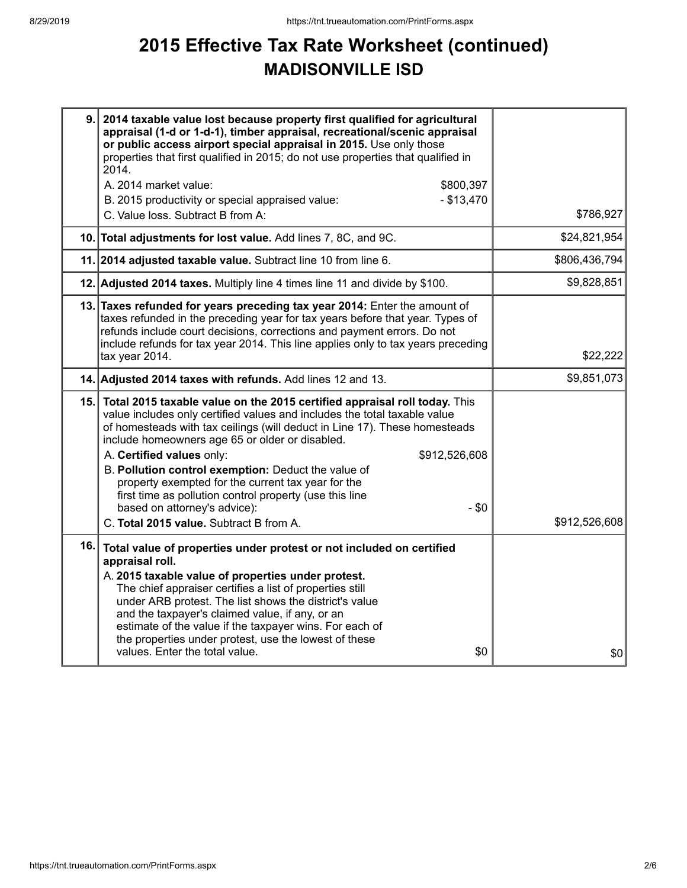# 2015 Effective Tax Rate Worksheet (continued)
## MADISONVILLE ISD

| | | |
|---|---|---|
| 9. | **2014 taxable value lost because property first qualified for agricultural appraisal (1-d or 1-d-1), timber appraisal, recreational/scenic appraisal or public access airport special appraisal in 2015.** Use only those properties that first qualified in 2015; do not use properties that qualified in 2014.<br>A. 2014 market value: $800,397<br>B. 2015 productivity or special appraised value: - $13,470<br>C. Value loss. Subtract B from A: | $786,927 |
| 10. | **Total adjustments for lost value.** Add lines 7, 8C, and 9C. | $24,821,954 |
| 11. | **2014 adjusted taxable value.** Subtract line 10 from line 6. | $806,436,794 |
| 12. | **Adjusted 2014 taxes.** Multiply line 4 times line 11 and divide by $100. | $9,828,851 |
| 13. | **Taxes refunded for years preceding tax year 2014:** Enter the amount of taxes refunded in the preceding year for tax years before that year. Types of refunds include court decisions, corrections and payment errors. Do not include refunds for tax year 2014. This line applies only to tax years preceding tax year 2014. | $22,222 |
| 14. | **Adjusted 2014 taxes with refunds.** Add lines 12 and 13. | $9,851,073 |
| 15. | **Total 2015 taxable value on the 2015 certified appraisal roll today.** This value includes only certified values and includes the total taxable value of homesteads with tax ceilings (will deduct in Line 17). These homesteads include homeowners age 65 or older or disabled.<br>A. **Certified values** only: $912,526,608<br>B. **Pollution control exemption:** Deduct the value of property exempted for the current tax year for the first time as pollution control property (use this line based on attorney's advice): - $0<br>C. **Total 2015 value.** Subtract B from A. | $912,526,608 |
| 16. | **Total value of properties under protest or not included on certified appraisal roll.**<br>A. **2015 taxable value of properties under protest.** The chief appraiser certifies a list of properties still under ARB protest. The list shows the district's value and the taxpayer's claimed value, if any, or an estimate of the value if the taxpayer wins. For each of the properties under protest, use the lowest of these values. Enter the total value. $0 | $0 |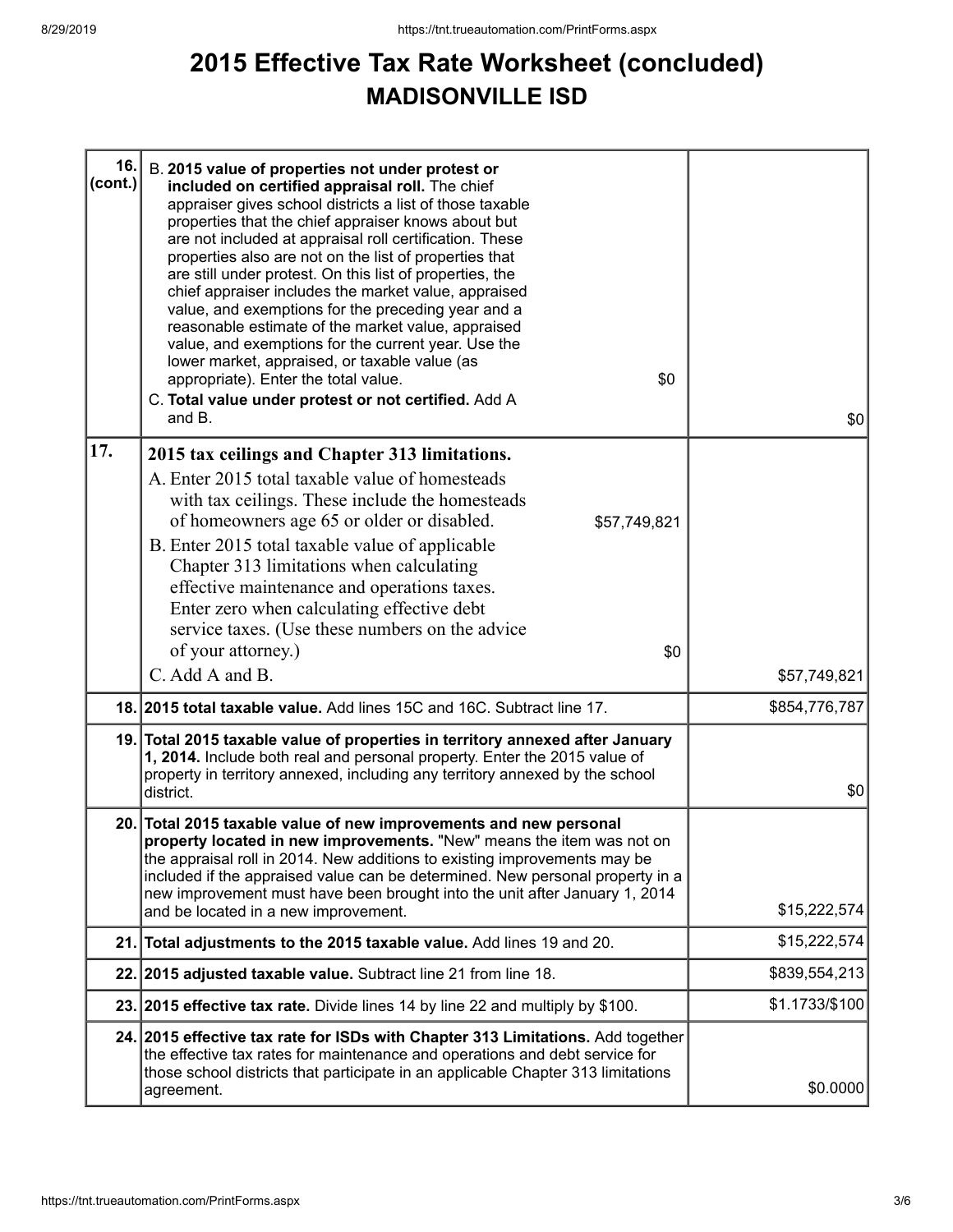# 2015 Effective Tax Rate Worksheet (concluded)

## MADISONVILLE ISD

| | | |
|---|---|---|
| 16. (cont.) | B. **2015 value of properties not under protest or included on certified appraisal roll.** The chief appraiser gives school districts a list of those taxable properties that the chief appraiser knows about but are not included at appraisal roll certification. These properties also are not on the list of properties that are still under protest. On this list of properties, the chief appraiser includes the market value, appraised value, and exemptions for the preceding year and a reasonable estimate of the market value, appraised value, and exemptions for the current year. Use the lower market, appraised, or taxable value (as appropriate). Enter the total value. $0<br>C. **Total value under protest or not certified.** Add A and B. | $0 |
| 17. | **2015 tax ceilings and Chapter 313 limitations.**<br>A. Enter 2015 total taxable value of homesteads with tax ceilings. These include the homesteads of homeowners age 65 or older or disabled. $57,749,821<br>B. Enter 2015 total taxable value of applicable Chapter 313 limitations when calculating effective maintenance and operations taxes. Enter zero when calculating effective debt service taxes. (Use these numbers on the advice of your attorney.) $0<br>C. Add A and B. | $57,749,821 |
| 18. | **2015 total taxable value.** Add lines 15C and 16C. Subtract line 17. | $854,776,787 |
| 19. | **Total 2015 taxable value of properties in territory annexed after January 1, 2014.** Include both real and personal property. Enter the 2015 value of property in territory annexed, including any territory annexed by the school district. | $0 |
| 20. | **Total 2015 taxable value of new improvements and new personal property located in new improvements.** "New" means the item was not on the appraisal roll in 2014. New additions to existing improvements may be included if the appraised value can be determined. New personal property in a new improvement must have been brought into the unit after January 1, 2014 and be located in a new improvement. | $15,222,574 |
| 21. | **Total adjustments to the 2015 taxable value.** Add lines 19 and 20. | $15,222,574 |
| 22. | **2015 adjusted taxable value.** Subtract line 21 from line 18. | $839,554,213 |
| 23. | **2015 effective tax rate.** Divide lines 14 by line 22 and multiply by $100. | $1.1733/$100 |
| 24. | **2015 effective tax rate for ISDs with Chapter 313 Limitations.** Add together the effective tax rates for maintenance and operations and debt service for those school districts that participate in an applicable Chapter 313 limitations agreement. | $0.0000 |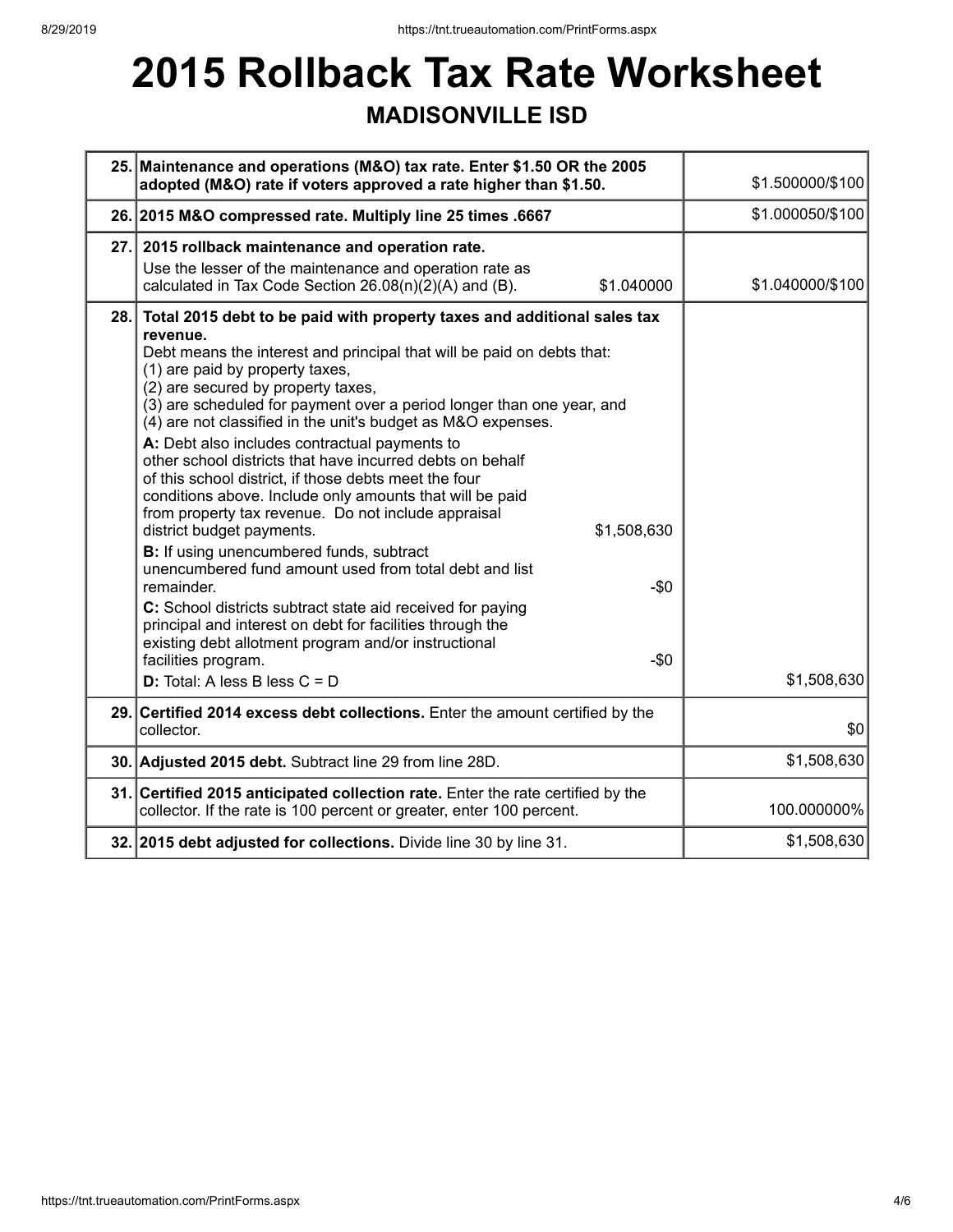# 2015 Rollback Tax Rate Worksheet

## MADISONVILLE ISD

| | | |
|---|---|---|
| 25. | **Maintenance and operations (M&O) tax rate. Enter $1.50 OR the 2005 adopted (M&O) rate if voters approved a rate higher than $1.50.** | $1.500000/$100 |
| 26. | **2015 M&O compressed rate. Multiply line 25 times .6667** | $1.000050/$100 |
| 27. | **2015 rollback maintenance and operation rate.**<br>Use the lesser of the maintenance and operation rate as calculated in Tax Code Section 26.08(n)(2)(A) and (B). $1.040000 | $1.040000/$100 |
| 28. | **Total 2015 debt to be paid with property taxes and additional sales tax revenue.**<br>Debt means the interest and principal that will be paid on debts that:<br>(1) are paid by property taxes,<br>(2) are secured by property taxes,<br>(3) are scheduled for payment over a period longer than one year, and<br>(4) are not classified in the unit's budget as M&O expenses.<br>**A:** Debt also includes contractual payments to other school districts that have incurred debts on behalf of this school district, if those debts meet the four conditions above. Include only amounts that will be paid from property tax revenue. Do not include appraisal district budget payments. $1,508,630<br>**B:** If using unencumbered funds, subtract unencumbered fund amount used from total debt and list remainder. -$0<br>**C:** School districts subtract state aid received for paying principal and interest on debt for facilities through the existing debt allotment program and/or instructional facilities program. -$0<br>**D:** Total: A less B less C = D | $1,508,630 |
| 29. | **Certified 2014 excess debt collections.** Enter the amount certified by the collector. | $0 |
| 30. | **Adjusted 2015 debt.** Subtract line 29 from line 28D. | $1,508,630 |
| 31. | **Certified 2015 anticipated collection rate.** Enter the rate certified by the collector. If the rate is 100 percent or greater, enter 100 percent. | 100.000000% |
| 32. | **2015 debt adjusted for collections.** Divide line 30 by line 31. | $1,508,630 |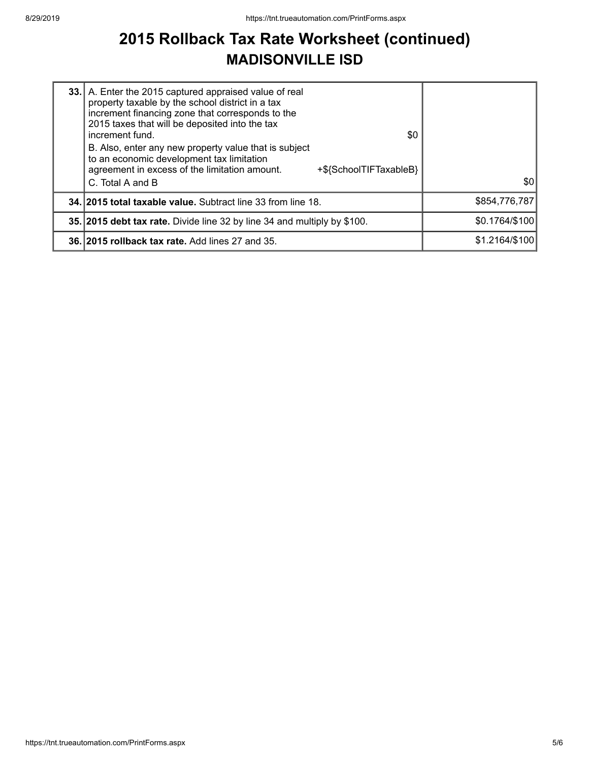# 2015 Rollback Tax Rate Worksheet (continued)

## MADISONVILLE ISD

| | | |
|---|---|---|
| **33.** | A. Enter the 2015 captured appraised value of real property taxable by the school district in a tax increment financing zone that corresponds to the 2015 taxes that will be deposited into the tax increment fund. $0<br>B. Also, enter any new property value that is subject to an economic development tax limitation agreement in excess of the limitation amount. +${SchoolTIFTaxableB}<br>C. Total A and B | $0 |
| **34.** | **2015 total taxable value.** Subtract line 33 from line 18. | $854,776,787 |
| **35.** | **2015 debt tax rate.** Divide line 32 by line 34 and multiply by $100. | $0.1764/$100 |
| **36.** | **2015 rollback tax rate.** Add lines 27 and 35. | $1.2164/$100 |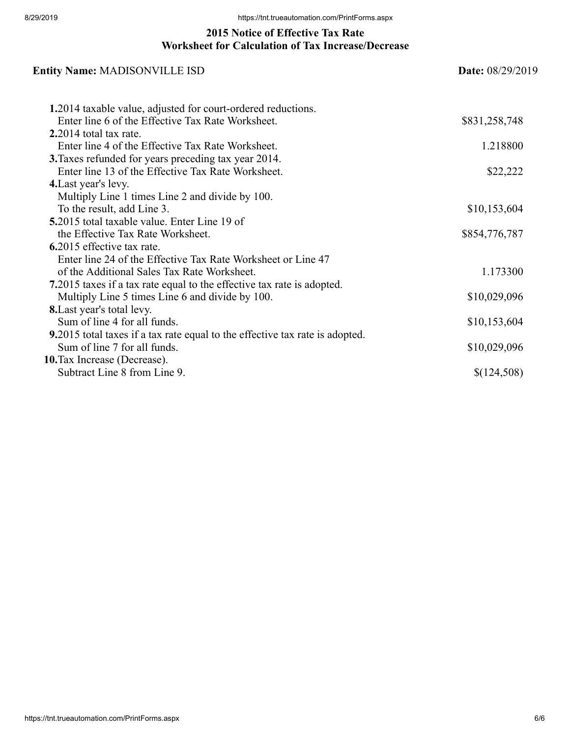## 2015 Notice of Effective Tax Rate
## Worksheet for Calculation of Tax Increase/Decrease

**Entity Name:** MADISONVILLE ISD **Date:** 08/29/2019

| | |
|---|---|
| **1.**2014 taxable value, adjusted for court-ordered reductions. Enter line 6 of the Effective Tax Rate Worksheet. | $831,258,748 |
| **2.**2014 total tax rate. Enter line 4 of the Effective Tax Rate Worksheet. | 1.218800 |
| **3.**Taxes refunded for years preceding tax year 2014. Enter line 13 of the Effective Tax Rate Worksheet. | $22,222 |
| **4.**Last year's levy. Multiply Line 1 times Line 2 and divide by 100. To the result, add Line 3. | $10,153,604 |
| **5.**2015 total taxable value. Enter Line 19 of the Effective Tax Rate Worksheet. | $854,776,787 |
| **6.**2015 effective tax rate. Enter line 24 of the Effective Tax Rate Worksheet or Line 47 of the Additional Sales Tax Rate Worksheet. | 1.173300 |
| **7.**2015 taxes if a tax rate equal to the effective tax rate is adopted. Multiply Line 5 times Line 6 and divide by 100. | $10,029,096 |
| **8.**Last year's total levy. Sum of line 4 for all funds. | $10,153,604 |
| **9.**2015 total taxes if a tax rate equal to the effective tax rate is adopted. Sum of line 7 for all funds. | $10,029,096 |
| **10.**Tax Increase (Decrease). Subtract Line 8 from Line 9. | $(124,508) |